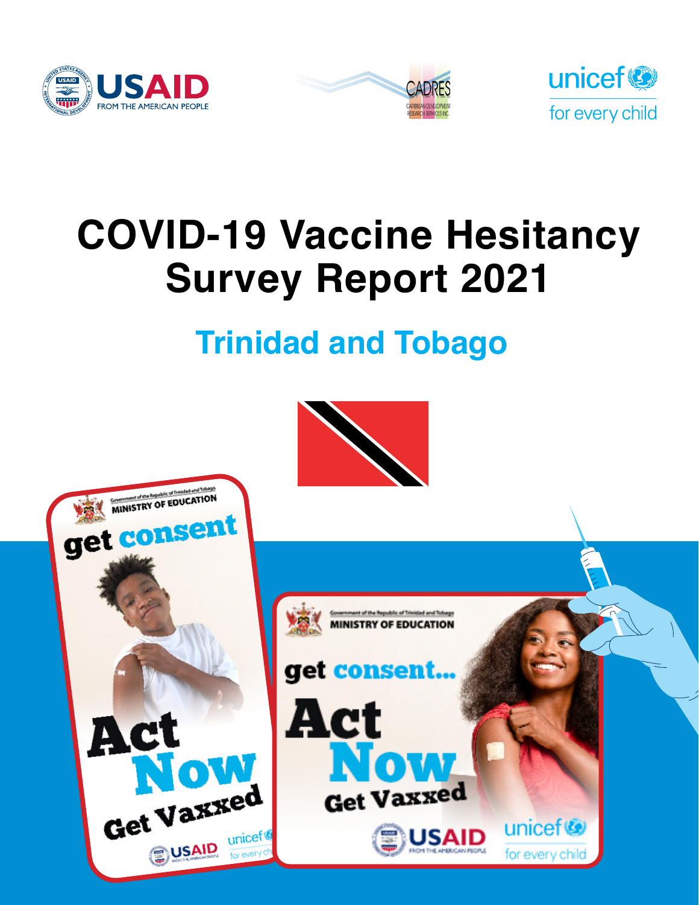# COVID-19 Vaccine Hesitancy Survey Report 2021

## Trinidad and Tobago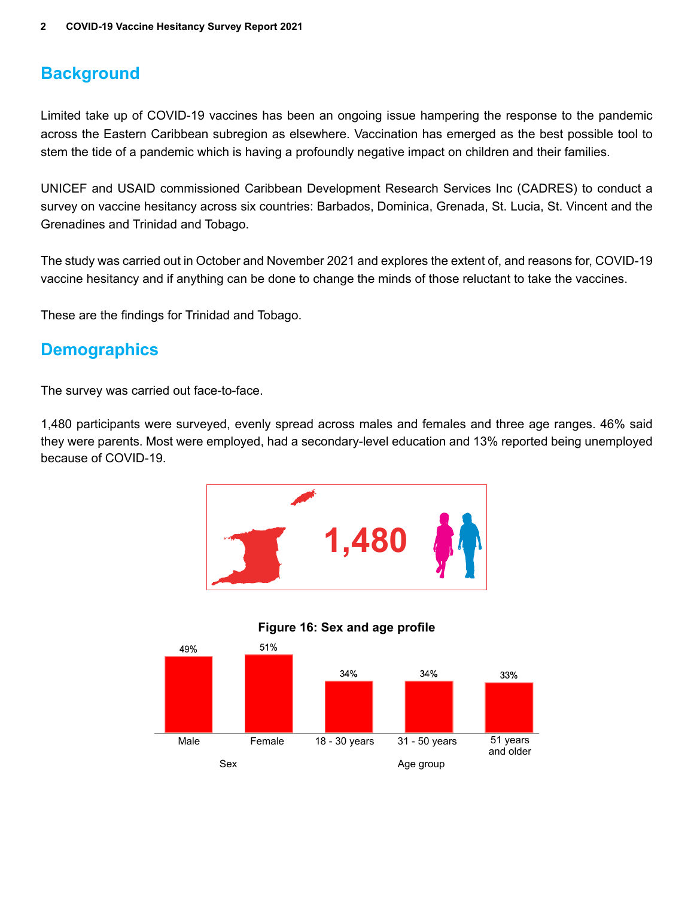## Background

Limited take up of COVID-19 vaccines has been an ongoing issue hampering the response to the pandemic across the Eastern Caribbean subregion as elsewhere. Vaccination has emerged as the best possible tool to stem the tide of a pandemic which is having a profoundly negative impact on children and their families.

UNICEF and USAID commissioned Caribbean Development Research Services Inc (CADRES) to conduct a survey on vaccine hesitancy across six countries: Barbados, Dominica, Grenada, St. Lucia, St. Vincent and the Grenadines and Trinidad and Tobago.

The study was carried out in October and November 2021 and explores the extent of, and reasons for, COVID-19 vaccine hesitancy and if anything can be done to change the minds of those reluctant to take the vaccines.

These are the findings for Trinidad and Tobago.

## Demographics

The survey was carried out face-to-face.

1,480 participants were surveyed, evenly spread across males and females and three age ranges. 46% said they were parents. Most were employed, had a secondary-level education and 13% reported being unemployed because of COVID-19.

1,480

**Figure 16: Sex and age profile**

| Sex | | Age group | | |
|---|---|---|---|---|
| Male | Female | 18 - 30 years | 31 - 50 years | 51 years and older |
| 49% | 51% | 34% | 34% | 33% |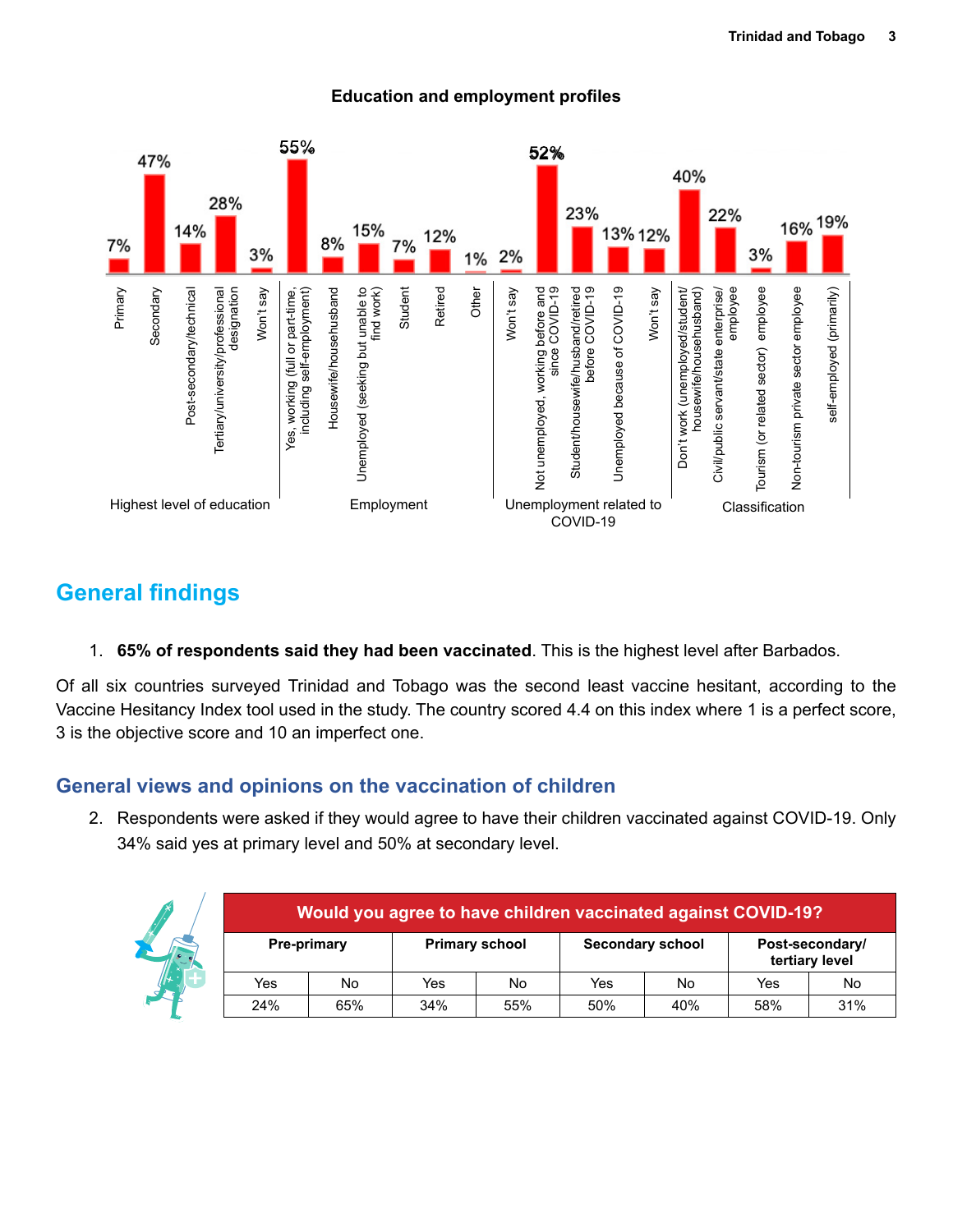### Education and employment profiles

| Category | Item | Percentage |
|---|---|---|
| Highest level of education | Primary | 7% |
| | Secondary | 47% |
| | Post-secondary/technical | 14% |
| | Tertiary/university/professional designation | 28% |
| | Won't say | 3% |
| Employment | Yes, working (full or part-time, including self-employment) | 55% |
| | Housewife/househusband | 8% |
| | Unemployed (seeking but unable to find work) | 15% |
| | Student | 7% |
| | Retired | 12% |
| | Other | 1% |
| | Won't say | 2% |
| Unemployment related to COVID-19 | Not unemployed, working before and since COVID-19 | 52% |
| | Student/housewife/husband/retired before COVID-19 | 23% |
| | Unemployed because of COVID-19 | 13% |
| | Won't say | 12% |
| Classification | Don't work (unemployed/student/housewife/househusband) | 40% |
| | Civil/public servant/state enterprise/employee | 22% |
| | Tourism (or related sector) employee | 3% |
| | Non-tourism private sector employee | 16% |
| | self-employed (primarily) | 19% |

## General findings

1. **65% of respondents said they had been vaccinated**. This is the highest level after Barbados.

Of all six countries surveyed Trinidad and Tobago was the second least vaccine hesitant, according to the Vaccine Hesitancy Index tool used in the study. The country scored 4.4 on this index where 1 is a perfect score, 3 is the objective score and 10 an imperfect one.

### General views and opinions on the vaccination of children

2. Respondents were asked if they would agree to have their children vaccinated against COVID-19. Only 34% said yes at primary level and 50% at secondary level.

| Would you agree to have children vaccinated against COVID-19? | | | | | | | |
|---|---|---|---|---|---|---|---|
| Pre-primary | | Primary school | | Secondary school | | Post-secondary/ tertiary level | |
| Yes | No | Yes | No | Yes | No | Yes | No |
| 24% | 65% | 34% | 55% | 50% | 40% | 58% | 31% |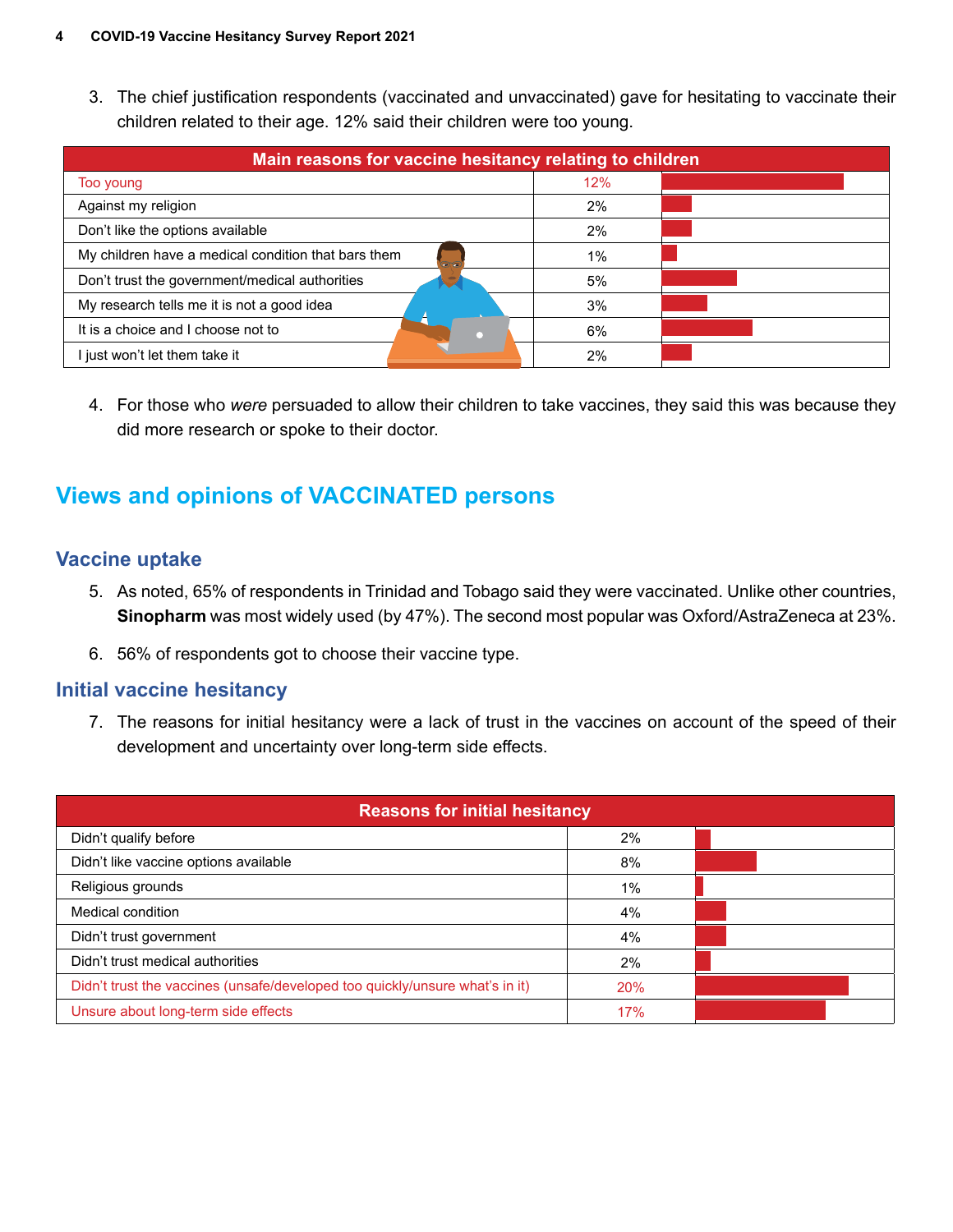3. The chief justification respondents (vaccinated and unvaccinated) gave for hesitating to vaccinate their children related to their age. 12% said their children were too young.

| Main reasons for vaccine hesitancy relating to children | | |
|---|---|---|
| Too young | 12% | |
| Against my religion | 2% | |
| Don't like the options available | 2% | |
| My children have a medical condition that bars them | 1% | |
| Don't trust the government/medical authorities | 5% | |
| My research tells me it is not a good idea | 3% | |
| It is a choice and I choose not to | 6% | |
| I just won't let them take it | 2% | |

4. For those who *were* persuaded to allow their children to take vaccines, they said this was because they did more research or spoke to their doctor.

## Views and opinions of VACCINATED persons

### Vaccine uptake

5. As noted, 65% of respondents in Trinidad and Tobago said they were vaccinated. Unlike other countries, **Sinopharm** was most widely used (by 47%). The second most popular was Oxford/AstraZeneca at 23%.

6. 56% of respondents got to choose their vaccine type.

### Initial vaccine hesitancy

7. The reasons for initial hesitancy were a lack of trust in the vaccines on account of the speed of their development and uncertainty over long-term side effects.

| Reasons for initial hesitancy | | |
|---|---|---|
| Didn't qualify before | 2% | |
| Didn't like vaccine options available | 8% | |
| Religious grounds | 1% | |
| Medical condition | 4% | |
| Didn't trust government | 4% | |
| Didn't trust medical authorities | 2% | |
| Didn't trust the vaccines (unsafe/developed too quickly/unsure what's in it) | 20% | |
| Unsure about long-term side effects | 17% | |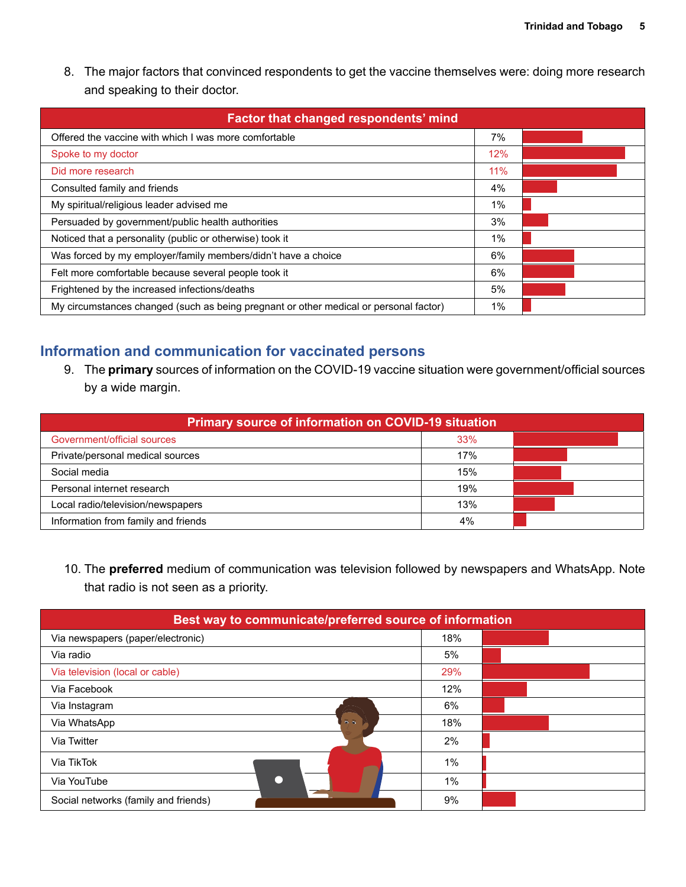8. The major factors that convinced respondents to get the vaccine themselves were: doing more research and speaking to their doctor.

| Factor that changed respondents' mind | |
|---|---|
| Offered the vaccine with which I was more comfortable | 7% |
| Spoke to my doctor | 12% |
| Did more research | 11% |
| Consulted family and friends | 4% |
| My spiritual/religious leader advised me | 1% |
| Persuaded by government/public health authorities | 3% |
| Noticed that a personality (public or otherwise) took it | 1% |
| Was forced by my employer/family members/didn't have a choice | 6% |
| Felt more comfortable because several people took it | 6% |
| Frightened by the increased infections/deaths | 5% |
| My circumstances changed (such as being pregnant or other medical or personal factor) | 1% |

## Information and communication for vaccinated persons

9. The **primary** sources of information on the COVID-19 vaccine situation were government/official sources by a wide margin.

| Primary source of information on COVID-19 situation | |
|---|---|
| Government/official sources | 33% |
| Private/personal medical sources | 17% |
| Social media | 15% |
| Personal internet research | 19% |
| Local radio/television/newspapers | 13% |
| Information from family and friends | 4% |

10. The **preferred** medium of communication was television followed by newspapers and WhatsApp. Note that radio is not seen as a priority.

| Best way to communicate/preferred source of information | |
|---|---|
| Via newspapers (paper/electronic) | 18% |
| Via radio | 5% |
| Via television (local or cable) | 29% |
| Via Facebook | 12% |
| Via Instagram | 6% |
| Via WhatsApp | 18% |
| Via Twitter | 2% |
| Via TikTok | 1% |
| Via YouTube | 1% |
| Social networks (family and friends) | 9% |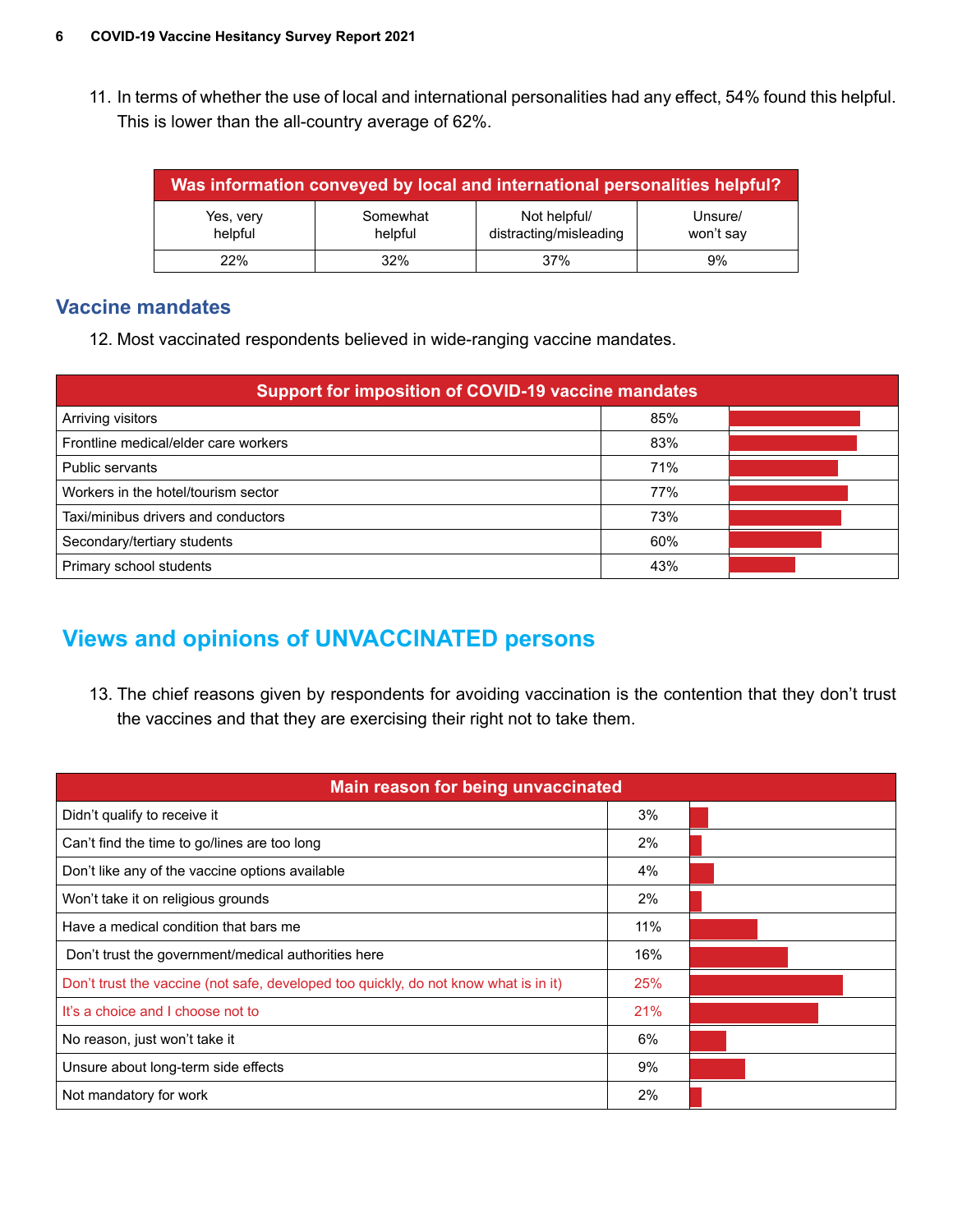11. In terms of whether the use of local and international personalities had any effect, 54% found this helpful. This is lower than the all-country average of 62%.

| Was information conveyed by local and international personalities helpful? | | | |
|---|---|---|---|
| Yes, very helpful | Somewhat helpful | Not helpful/ distracting/misleading | Unsure/ won't say |
| 22% | 32% | 37% | 9% |

## Vaccine mandates

12. Most vaccinated respondents believed in wide-ranging vaccine mandates.

| Support for imposition of COVID-19 vaccine mandates | |
|---|---|
| Arriving visitors | 85% |
| Frontline medical/elder care workers | 83% |
| Public servants | 71% |
| Workers in the hotel/tourism sector | 77% |
| Taxi/minibus drivers and conductors | 73% |
| Secondary/tertiary students | 60% |
| Primary school students | 43% |

# Views and opinions of UNVACCINATED persons

13. The chief reasons given by respondents for avoiding vaccination is the contention that they don't trust the vaccines and that they are exercising their right not to take them.

| Main reason for being unvaccinated | |
|---|---|
| Didn't qualify to receive it | 3% |
| Can't find the time to go/lines are too long | 2% |
| Don't like any of the vaccine options available | 4% |
| Won't take it on religious grounds | 2% |
| Have a medical condition that bars me | 11% |
| Don't trust the government/medical authorities here | 16% |
| Don't trust the vaccine (not safe, developed too quickly, do not know what is in it) | 25% |
| It's a choice and I choose not to | 21% |
| No reason, just won't take it | 6% |
| Unsure about long-term side effects | 9% |
| Not mandatory for work | 2% |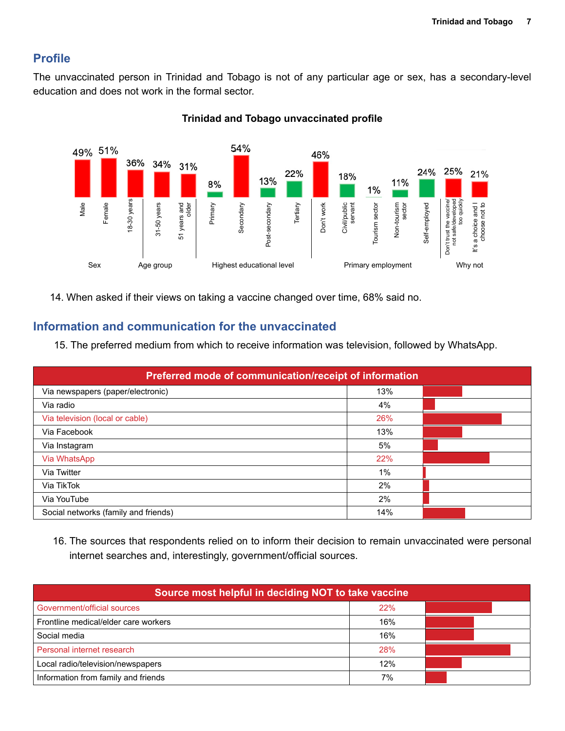## Profile

The unvaccinated person in Trinidad and Tobago is not of any particular age or sex, has a secondary-level education and does not work in the formal sector.

**Trinidad and Tobago unvaccinated profile**

| Category | Item | % |
|---|---|---|
| Sex | Male | 49% |
| Sex | Female | 51% |
| Age group | 18-30 years | 36% |
| Age group | 31-50 years | 34% |
| Age group | 51 years and older | 31% |
| Highest educational level | Primary | 8% |
| Highest educational level | Secondary | 54% |
| Highest educational level | Post-secondary | 13% |
| Highest educational level | Tertiary | 22% |
| Primary employment | Don't work | 46% |
| Primary employment | Civil/public servant | 18% |
| Primary employment | Tourism sector | 1% |
| Primary employment | Non-tourism sector | 11% |
| Primary employment | Self-employed | 24% |
| Why not | Don't trust the vaccine/not safe/developed too quickly | 25% |
| Why not | It's a choice and I choose not to | 21% |

14. When asked if their views on taking a vaccine changed over time, 68% said no.

## Information and communication for the unvaccinated

15. The preferred medium from which to receive information was television, followed by WhatsApp.

| Preferred mode of communication/receipt of information | |
|---|---|
| Via newspapers (paper/electronic) | 13% |
| Via radio | 4% |
| Via television (local or cable) | 26% |
| Via Facebook | 13% |
| Via Instagram | 5% |
| Via WhatsApp | 22% |
| Via Twitter | 1% |
| Via TikTok | 2% |
| Via YouTube | 2% |
| Social networks (family and friends) | 14% |

16. The sources that respondents relied on to inform their decision to remain unvaccinated were personal internet searches and, interestingly, government/official sources.

| Source most helpful in deciding NOT to take vaccine | |
|---|---|
| Government/official sources | 22% |
| Frontline medical/elder care workers | 16% |
| Social media | 16% |
| Personal internet research | 28% |
| Local radio/television/newspapers | 12% |
| Information from family and friends | 7% |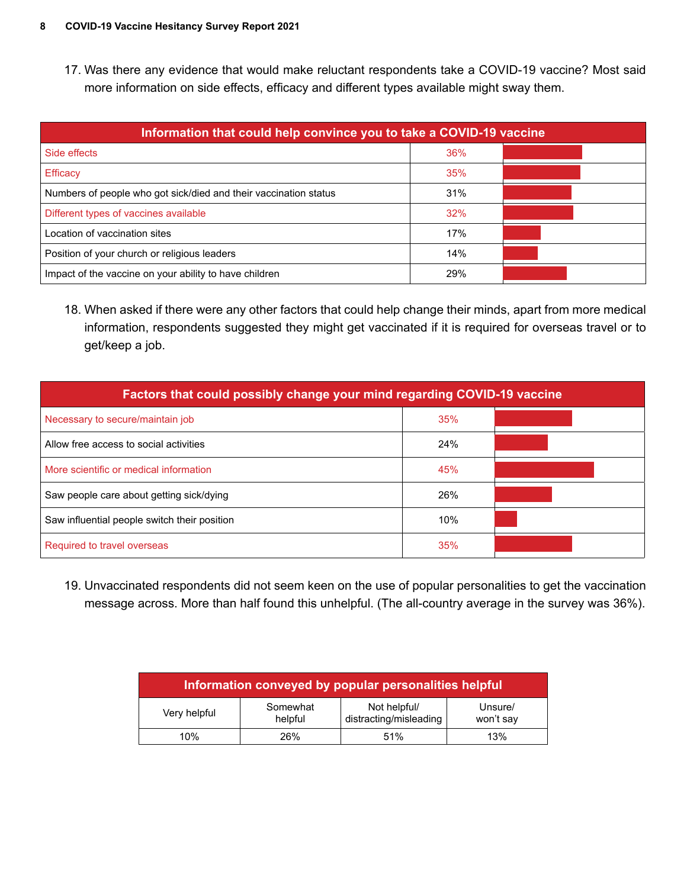17. Was there any evidence that would make reluctant respondents take a COVID-19 vaccine? Most said more information on side effects, efficacy and different types available might sway them.

| Information that could help convince you to take a COVID-19 vaccine | |
|---|---|
| Side effects | 36% |
| Efficacy | 35% |
| Numbers of people who got sick/died and their vaccination status | 31% |
| Different types of vaccines available | 32% |
| Location of vaccination sites | 17% |
| Position of your church or religious leaders | 14% |
| Impact of the vaccine on your ability to have children | 29% |

18. When asked if there were any other factors that could help change their minds, apart from more medical information, respondents suggested they might get vaccinated if it is required for overseas travel or to get/keep a job.

| Factors that could possibly change your mind regarding COVID-19 vaccine | |
|---|---|
| Necessary to secure/maintain job | 35% |
| Allow free access to social activities | 24% |
| More scientific or medical information | 45% |
| Saw people care about getting sick/dying | 26% |
| Saw influential people switch their position | 10% |
| Required to travel overseas | 35% |

19. Unvaccinated respondents did not seem keen on the use of popular personalities to get the vaccination message across. More than half found this unhelpful. (The all-country average in the survey was 36%).

| Information conveyed by popular personalities helpful | | | |
|---|---|---|---|
| Very helpful | Somewhat helpful | Not helpful/ distracting/misleading | Unsure/ won't say |
| 10% | 26% | 51% | 13% |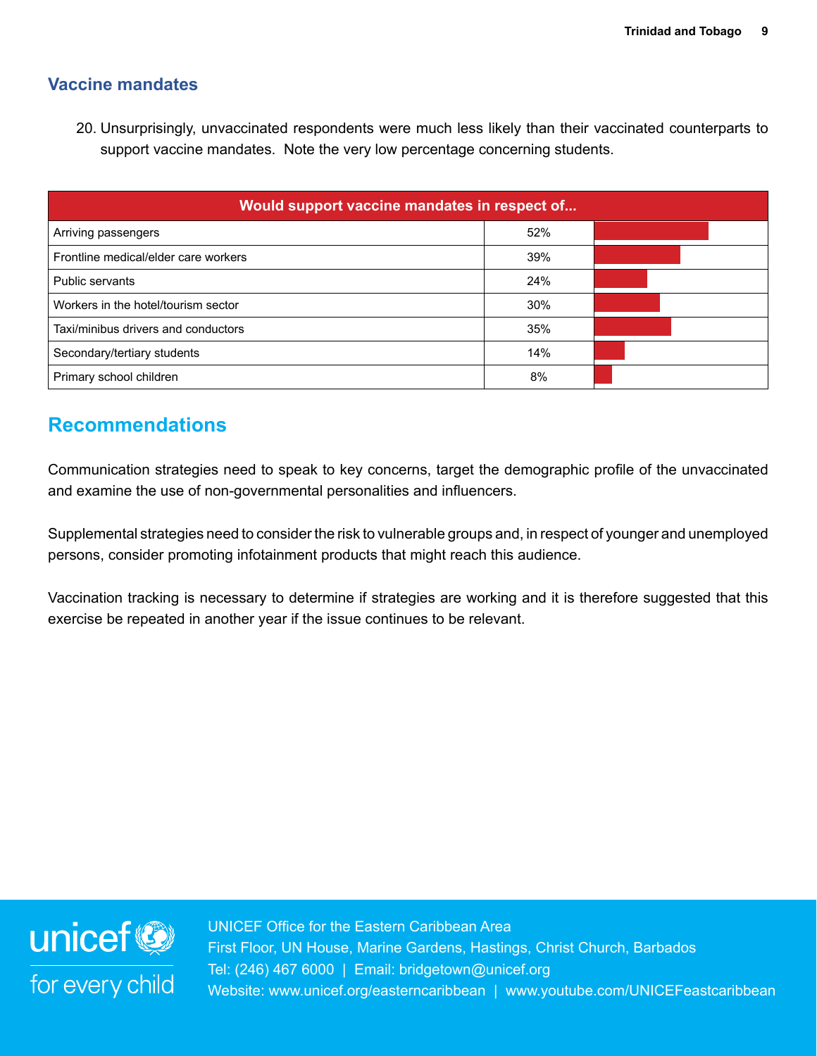## Vaccine mandates

20. Unsurprisingly, unvaccinated respondents were much less likely than their vaccinated counterparts to support vaccine mandates. Note the very low percentage concerning students.

| Would support vaccine mandates in respect of... | | |
|---|---|---|
| Arriving passengers | 52% | |
| Frontline medical/elder care workers | 39% | |
| Public servants | 24% | |
| Workers in the hotel/tourism sector | 30% | |
| Taxi/minibus drivers and conductors | 35% | |
| Secondary/tertiary students | 14% | |
| Primary school children | 8% | |

## Recommendations

Communication strategies need to speak to key concerns, target the demographic profile of the unvaccinated and examine the use of non-governmental personalities and influencers.

Supplemental strategies need to consider the risk to vulnerable groups and, in respect of younger and unemployed persons, consider promoting infotainment products that might reach this audience.

Vaccination tracking is necessary to determine if strategies are working and it is therefore suggested that this exercise be repeated in another year if the issue continues to be relevant.

unicef
for every child

UNICEF Office for the Eastern Caribbean Area
First Floor, UN House, Marine Gardens, Hastings, Christ Church, Barbados
Tel: (246) 467 6000 | Email: bridgetown@unicef.org
Website: www.unicef.org/easterncaribbean | www.youtube.com/UNICEFeastcaribbean